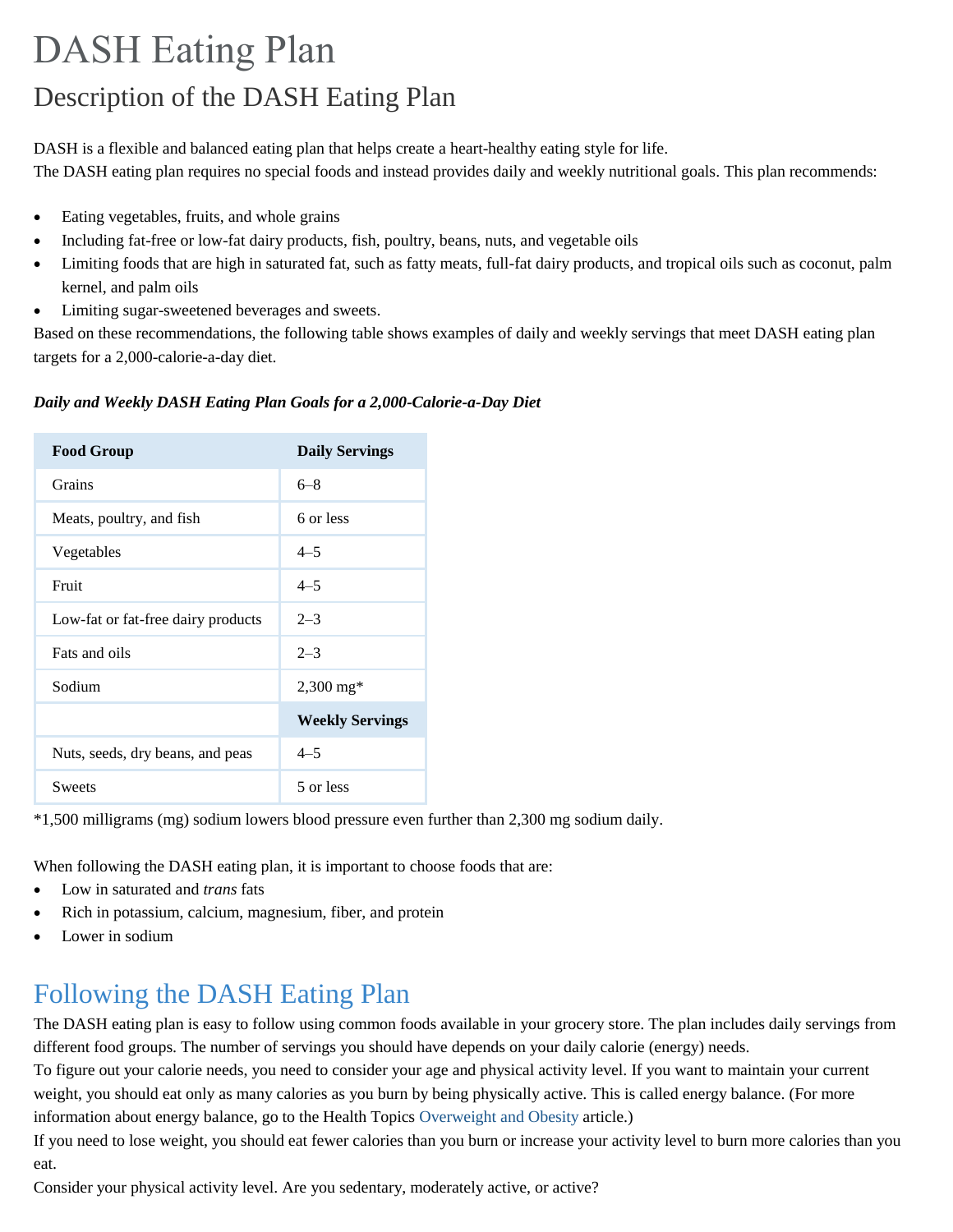# DASH Eating Plan

## Description of the DASH Eating Plan

DASH is a flexible and balanced eating plan that helps create a heart-healthy eating style for life.
The DASH eating plan requires no special foods and instead provides daily and weekly nutritional goals. This plan recommends:

- Eating vegetables, fruits, and whole grains
- Including fat-free or low-fat dairy products, fish, poultry, beans, nuts, and vegetable oils
- Limiting foods that are high in saturated fat, such as fatty meats, full-fat dairy products, and tropical oils such as coconut, palm kernel, and palm oils
- Limiting sugar-sweetened beverages and sweets.

Based on these recommendations, the following table shows examples of daily and weekly servings that meet DASH eating plan targets for a 2,000-calorie-a-day diet.

***Daily and Weekly DASH Eating Plan Goals for a 2,000-Calorie-a-Day Diet***

| Food Group | Daily Servings |
|---|---|
| Grains | 6–8 |
| Meats, poultry, and fish | 6 or less |
| Vegetables | 4–5 |
| Fruit | 4–5 |
| Low-fat or fat-free dairy products | 2–3 |
| Fats and oils | 2–3 |
| Sodium | 2,300 mg* |
| | **Weekly Servings** |
| Nuts, seeds, dry beans, and peas | 4–5 |
| Sweets | 5 or less |

*1,500 milligrams (mg) sodium lowers blood pressure even further than 2,300 mg sodium daily.

When following the DASH eating plan, it is important to choose foods that are:

- Low in saturated and *trans* fats
- Rich in potassium, calcium, magnesium, fiber, and protein
- Lower in sodium

## Following the DASH Eating Plan

The DASH eating plan is easy to follow using common foods available in your grocery store. The plan includes daily servings from different food groups. The number of servings you should have depends on your daily calorie (energy) needs.

To figure out your calorie needs, you need to consider your age and physical activity level. If you want to maintain your current weight, you should eat only as many calories as you burn by being physically active. This is called energy balance. (For more information about energy balance, go to the Health Topics Overweight and Obesity article.)

If you need to lose weight, you should eat fewer calories than you burn or increase your activity level to burn more calories than you eat.

Consider your physical activity level. Are you sedentary, moderately active, or active?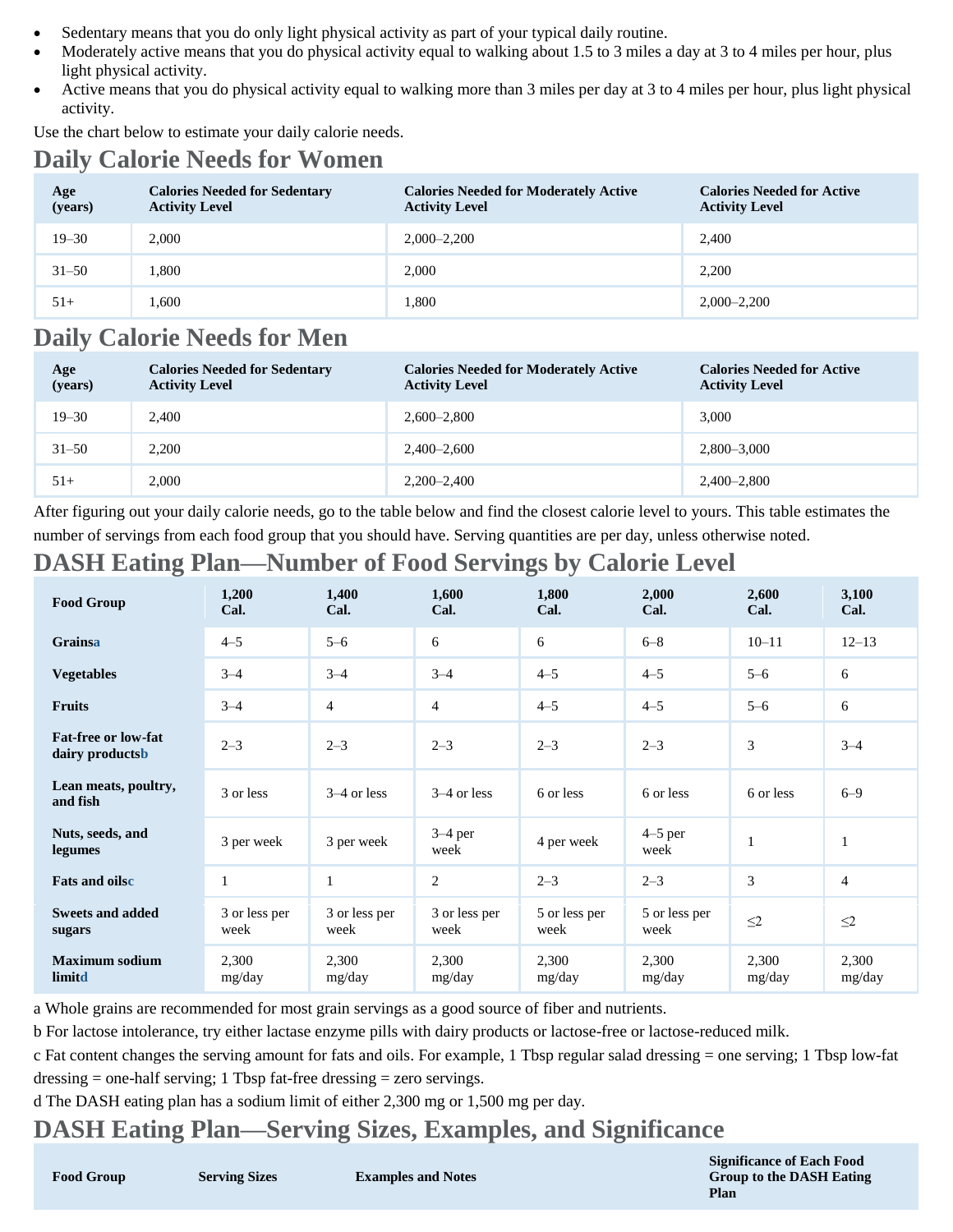- Sedentary means that you do only light physical activity as part of your typical daily routine.
- Moderately active means that you do physical activity equal to walking about 1.5 to 3 miles a day at 3 to 4 miles per hour, plus light physical activity.
- Active means that you do physical activity equal to walking more than 3 miles per day at 3 to 4 miles per hour, plus light physical activity.

Use the chart below to estimate your daily calorie needs.

## Daily Calorie Needs for Women

| Age (years) | Calories Needed for Sedentary Activity Level | Calories Needed for Moderately Active Activity Level | Calories Needed for Active Activity Level |
|---|---|---|---|
| 19–30 | 2,000 | 2,000–2,200 | 2,400 |
| 31–50 | 1,800 | 2,000 | 2,200 |
| 51+ | 1,600 | 1,800 | 2,000–2,200 |

## Daily Calorie Needs for Men

| Age (years) | Calories Needed for Sedentary Activity Level | Calories Needed for Moderately Active Activity Level | Calories Needed for Active Activity Level |
|---|---|---|---|
| 19–30 | 2,400 | 2,600–2,800 | 3,000 |
| 31–50 | 2,200 | 2,400–2,600 | 2,800–3,000 |
| 51+ | 2,000 | 2,200–2,400 | 2,400–2,800 |

After figuring out your daily calorie needs, go to the table below and find the closest calorie level to yours. This table estimates the number of servings from each food group that you should have. Serving quantities are per day, unless otherwise noted.

## DASH Eating Plan—Number of Food Servings by Calorie Level

| Food Group | 1,200 Cal. | 1,400 Cal. | 1,600 Cal. | 1,800 Cal. | 2,000 Cal. | 2,600 Cal. | 3,100 Cal. |
|---|---|---|---|---|---|---|---|
| Grains[a] | 4–5 | 5–6 | 6 | 6 | 6–8 | 10–11 | 12–13 |
| Vegetables | 3–4 | 3–4 | 3–4 | 4–5 | 4–5 | 5–6 | 6 |
| Fruits | 3–4 | 4 | 4 | 4–5 | 4–5 | 5–6 | 6 |
| Fat-free or low-fat dairy products[b] | 2–3 | 2–3 | 2–3 | 2–3 | 2–3 | 3 | 3–4 |
| Lean meats, poultry, and fish | 3 or less | 3–4 or less | 3–4 or less | 6 or less | 6 or less | 6 or less | 6–9 |
| Nuts, seeds, and legumes | 3 per week | 3 per week | 3–4 per week | 4 per week | 4–5 per week | 1 | 1 |
| Fats and oils[c] | 1 | 1 | 2 | 2–3 | 2–3 | 3 | 4 |
| Sweets and added sugars | 3 or less per week | 3 or less per week | 3 or less per week | 5 or less per week | 5 or less per week | ≤2 | ≤2 |
| Maximum sodium limit[d] | 2,300 mg/day | 2,300 mg/day | 2,300 mg/day | 2,300 mg/day | 2,300 mg/day | 2,300 mg/day | 2,300 mg/day |

a Whole grains are recommended for most grain servings as a good source of fiber and nutrients.

b For lactose intolerance, try either lactase enzyme pills with dairy products or lactose-free or lactose-reduced milk.

c Fat content changes the serving amount for fats and oils. For example, 1 Tbsp regular salad dressing = one serving; 1 Tbsp low-fat dressing = one-half serving; 1 Tbsp fat-free dressing = zero servings.

d The DASH eating plan has a sodium limit of either 2,300 mg or 1,500 mg per day.

## DASH Eating Plan—Serving Sizes, Examples, and Significance

| Food Group | Serving Sizes | Examples and Notes | Significance of Each Food Group to the DASH Eating Plan |
|---|---|---|---|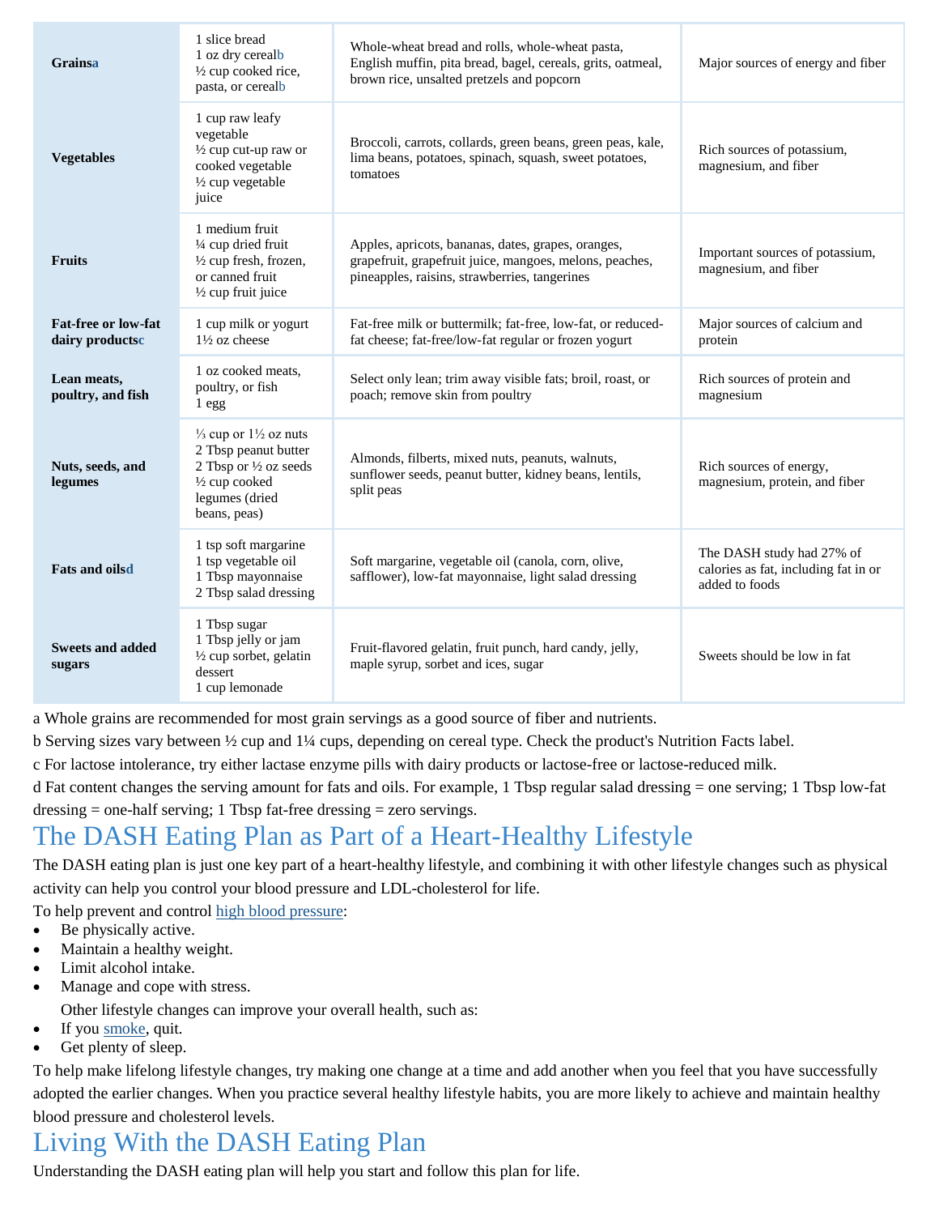| | | | |
|---|---|---|---|
| **Grains**[a] | 1 slice bread<br>1 oz dry cereal[b]<br>½ cup cooked rice, pasta, or cereal[b] | Whole-wheat bread and rolls, whole-wheat pasta, English muffin, pita bread, bagel, cereals, grits, oatmeal, brown rice, unsalted pretzels and popcorn | Major sources of energy and fiber |
| **Vegetables** | 1 cup raw leafy vegetable<br>½ cup cut-up raw or cooked vegetable<br>½ cup vegetable juice | Broccoli, carrots, collards, green beans, green peas, kale, lima beans, potatoes, spinach, squash, sweet potatoes, tomatoes | Rich sources of potassium, magnesium, and fiber |
| **Fruits** | 1 medium fruit<br>¼ cup dried fruit<br>½ cup fresh, frozen, or canned fruit<br>½ cup fruit juice | Apples, apricots, bananas, dates, grapes, oranges, grapefruit, grapefruit juice, mangoes, melons, peaches, pineapples, raisins, strawberries, tangerines | Important sources of potassium, magnesium, and fiber |
| **Fat-free or low-fat dairy products**[c] | 1 cup milk or yogurt<br>1½ oz cheese | Fat-free milk or buttermilk; fat-free, low-fat, or reduced-fat cheese; fat-free/low-fat regular or frozen yogurt | Major sources of calcium and protein |
| **Lean meats, poultry, and fish** | 1 oz cooked meats, poultry, or fish<br>1 egg | Select only lean; trim away visible fats; broil, roast, or poach; remove skin from poultry | Rich sources of protein and magnesium |
| **Nuts, seeds, and legumes** | ⅓ cup or 1½ oz nuts<br>2 Tbsp peanut butter<br>2 Tbsp or ½ oz seeds<br>½ cup cooked legumes (dried beans, peas) | Almonds, filberts, mixed nuts, peanuts, walnuts, sunflower seeds, peanut butter, kidney beans, lentils, split peas | Rich sources of energy, magnesium, protein, and fiber |
| **Fats and oils**[d] | 1 tsp soft margarine<br>1 tsp vegetable oil<br>1 Tbsp mayonnaise<br>2 Tbsp salad dressing | Soft margarine, vegetable oil (canola, corn, olive, safflower), low-fat mayonnaise, light salad dressing | The DASH study had 27% of calories as fat, including fat in or added to foods |
| **Sweets and added sugars** | 1 Tbsp sugar<br>1 Tbsp jelly or jam<br>½ cup sorbet, gelatin dessert<br>1 cup lemonade | Fruit-flavored gelatin, fruit punch, hard candy, jelly, maple syrup, sorbet and ices, sugar | Sweets should be low in fat |

a Whole grains are recommended for most grain servings as a good source of fiber and nutrients.

b Serving sizes vary between ½ cup and 1¼ cups, depending on cereal type. Check the product's Nutrition Facts label.

c For lactose intolerance, try either lactase enzyme pills with dairy products or lactose-free or lactose-reduced milk.

d Fat content changes the serving amount for fats and oils. For example, 1 Tbsp regular salad dressing = one serving; 1 Tbsp low-fat dressing = one-half serving; 1 Tbsp fat-free dressing = zero servings.

## The DASH Eating Plan as Part of a Heart-Healthy Lifestyle

The DASH eating plan is just one key part of a heart-healthy lifestyle, and combining it with other lifestyle changes such as physical activity can help you control your blood pressure and LDL-cholesterol for life.

To help prevent and control high blood pressure:

- Be physically active.
- Maintain a healthy weight.
- Limit alcohol intake.
- Manage and cope with stress.

Other lifestyle changes can improve your overall health, such as:

- If you smoke, quit.
- Get plenty of sleep.

To help make lifelong lifestyle changes, try making one change at a time and add another when you feel that you have successfully adopted the earlier changes. When you practice several healthy lifestyle habits, you are more likely to achieve and maintain healthy blood pressure and cholesterol levels.

## Living With the DASH Eating Plan

Understanding the DASH eating plan will help you start and follow this plan for life.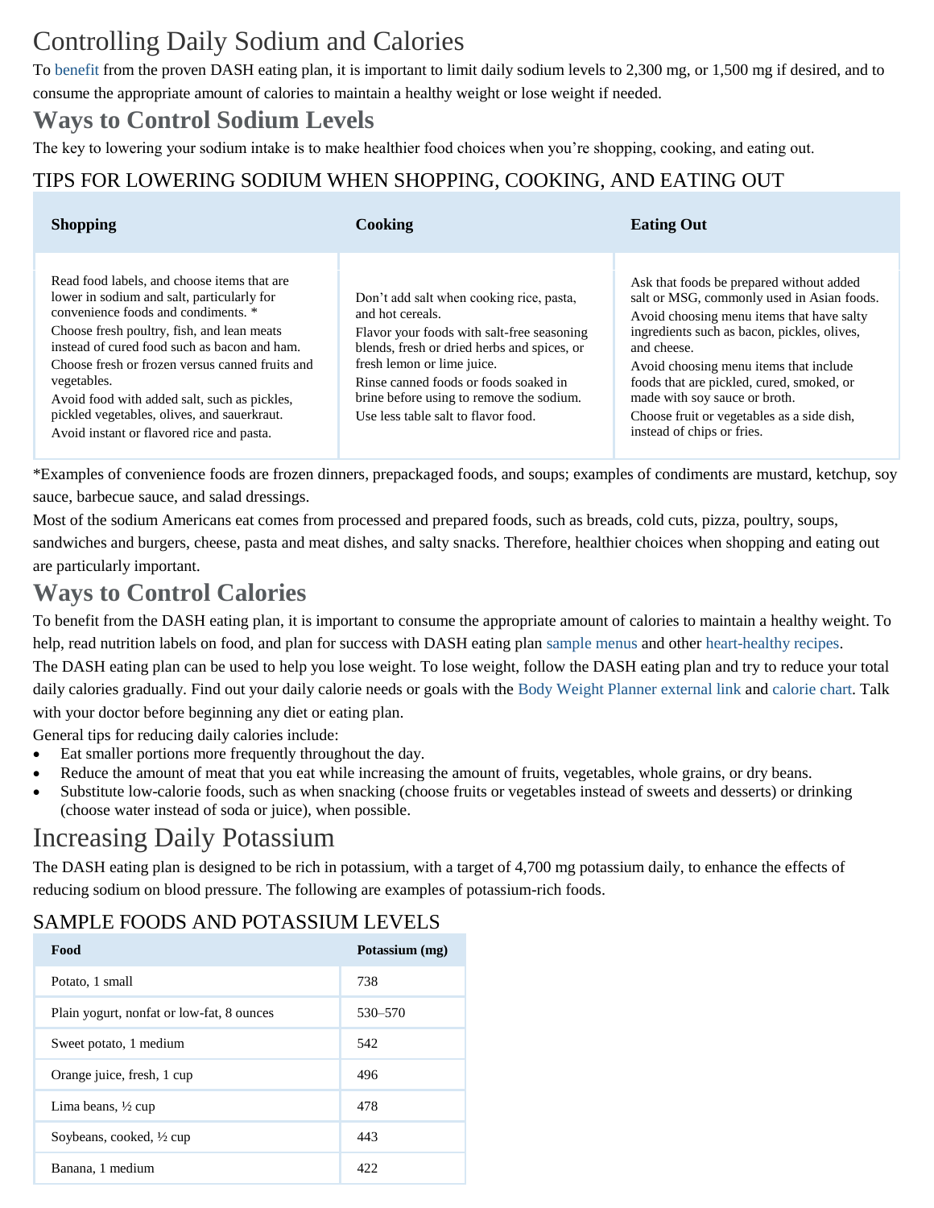# Controlling Daily Sodium and Calories

To benefit from the proven DASH eating plan, it is important to limit daily sodium levels to 2,300 mg, or 1,500 mg if desired, and to consume the appropriate amount of calories to maintain a healthy weight or lose weight if needed.

## Ways to Control Sodium Levels

The key to lowering your sodium intake is to make healthier food choices when you're shopping, cooking, and eating out.

### TIPS FOR LOWERING SODIUM WHEN SHOPPING, COOKING, AND EATING OUT

| Shopping | Cooking | Eating Out |
|---|---|---|
| Read food labels, and choose items that are lower in sodium and salt, particularly for convenience foods and condiments. * <br> Choose fresh poultry, fish, and lean meats instead of cured food such as bacon and ham. <br> Choose fresh or frozen versus canned fruits and vegetables. <br> Avoid food with added salt, such as pickles, pickled vegetables, olives, and sauerkraut. <br> Avoid instant or flavored rice and pasta. | Don't add salt when cooking rice, pasta, and hot cereals. <br> Flavor your foods with salt-free seasoning blends, fresh or dried herbs and spices, or fresh lemon or lime juice. <br> Rinse canned foods or foods soaked in brine before using to remove the sodium. <br> Use less table salt to flavor food. | Ask that foods be prepared without added salt or MSG, commonly used in Asian foods. <br> Avoid choosing menu items that have salty ingredients such as bacon, pickles, olives, and cheese. <br> Avoid choosing menu items that include foods that are pickled, cured, smoked, or made with soy sauce or broth. <br> Choose fruit or vegetables as a side dish, instead of chips or fries. |

*Examples of convenience foods are frozen dinners, prepackaged foods, and soups; examples of condiments are mustard, ketchup, soy sauce, barbecue sauce, and salad dressings.

Most of the sodium Americans eat comes from processed and prepared foods, such as breads, cold cuts, pizza, poultry, soups, sandwiches and burgers, cheese, pasta and meat dishes, and salty snacks. Therefore, healthier choices when shopping and eating out are particularly important.

## Ways to Control Calories

To benefit from the DASH eating plan, it is important to consume the appropriate amount of calories to maintain a healthy weight. To help, read nutrition labels on food, and plan for success with DASH eating plan sample menus and other heart-healthy recipes.

The DASH eating plan can be used to help you lose weight. To lose weight, follow the DASH eating plan and try to reduce your total daily calories gradually. Find out your daily calorie needs or goals with the Body Weight Planner external link and calorie chart. Talk with your doctor before beginning any diet or eating plan.

General tips for reducing daily calories include:

- Eat smaller portions more frequently throughout the day.
- Reduce the amount of meat that you eat while increasing the amount of fruits, vegetables, whole grains, or dry beans.
- Substitute low-calorie foods, such as when snacking (choose fruits or vegetables instead of sweets and desserts) or drinking (choose water instead of soda or juice), when possible.

# Increasing Daily Potassium

The DASH eating plan is designed to be rich in potassium, with a target of 4,700 mg potassium daily, to enhance the effects of reducing sodium on blood pressure. The following are examples of potassium-rich foods.

### SAMPLE FOODS AND POTASSIUM LEVELS

| Food | Potassium (mg) |
|---|---|
| Potato, 1 small | 738 |
| Plain yogurt, nonfat or low-fat, 8 ounces | 530–570 |
| Sweet potato, 1 medium | 542 |
| Orange juice, fresh, 1 cup | 496 |
| Lima beans, ½ cup | 478 |
| Soybeans, cooked, ½ cup | 443 |
| Banana, 1 medium | 422 |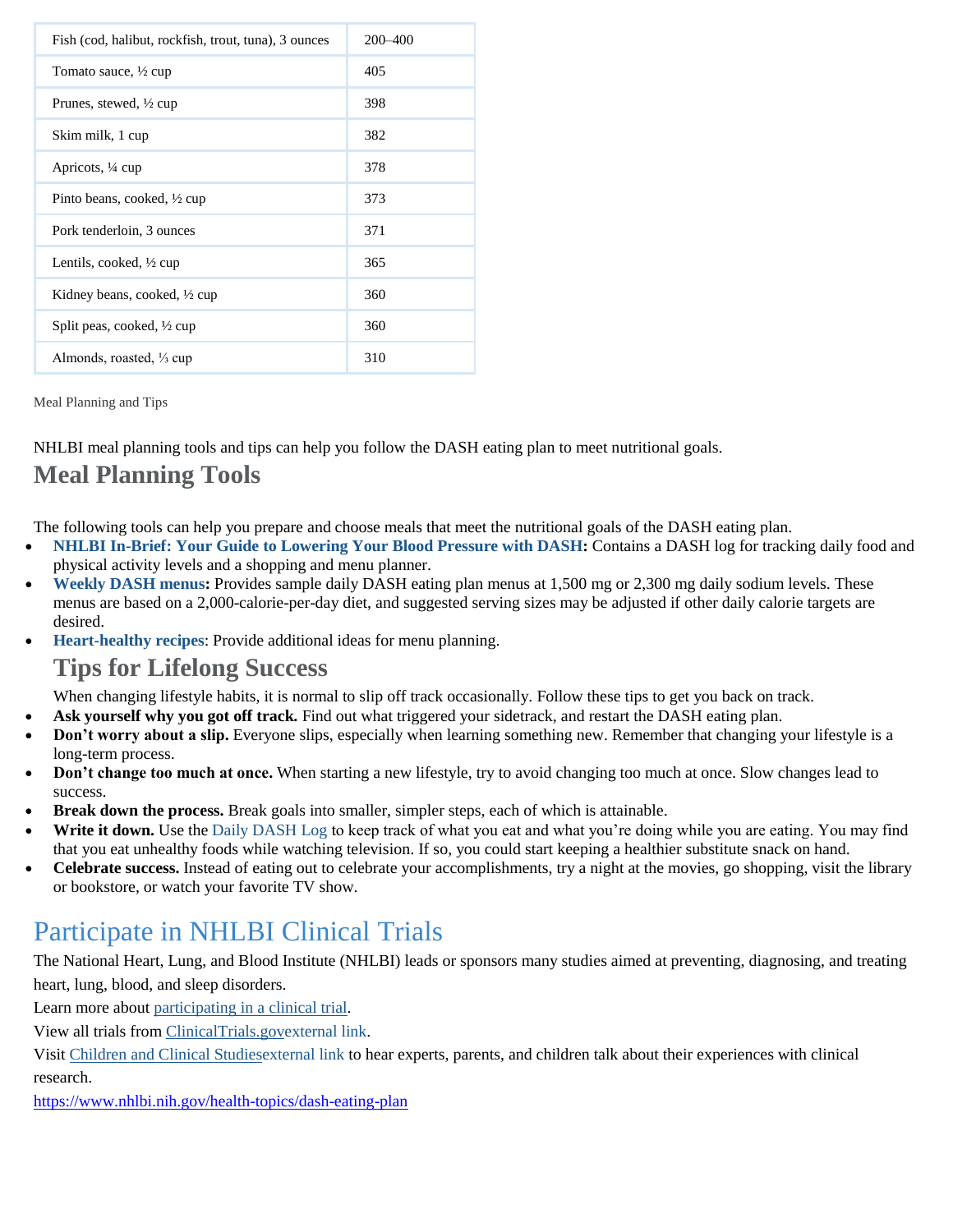| Fish (cod, halibut, rockfish, trout, tuna), 3 ounces | 200–400 |
| --- | --- |
| Tomato sauce, ½ cup | 405 |
| Prunes, stewed, ½ cup | 398 |
| Skim milk, 1 cup | 382 |
| Apricots, ¼ cup | 378 |
| Pinto beans, cooked, ½ cup | 373 |
| Pork tenderloin, 3 ounces | 371 |
| Lentils, cooked, ½ cup | 365 |
| Kidney beans, cooked, ½ cup | 360 |
| Split peas, cooked, ½ cup | 360 |
| Almonds, roasted, ⅓ cup | 310 |

Meal Planning and Tips

NHLBI meal planning tools and tips can help you follow the DASH eating plan to meet nutritional goals.

## Meal Planning Tools

The following tools can help you prepare and choose meals that meet the nutritional goals of the DASH eating plan.

- **NHLBI In-Brief: Your Guide to Lowering Your Blood Pressure with DASH:** Contains a DASH log for tracking daily food and physical activity levels and a shopping and menu planner.
- **Weekly DASH menus:** Provides sample daily DASH eating plan menus at 1,500 mg or 2,300 mg daily sodium levels. These menus are based on a 2,000-calorie-per-day diet, and suggested serving sizes may be adjusted if other daily calorie targets are desired.
- **Heart-healthy recipes**: Provide additional ideas for menu planning.

## Tips for Lifelong Success

When changing lifestyle habits, it is normal to slip off track occasionally. Follow these tips to get you back on track.

- **Ask yourself why you got off track.** Find out what triggered your sidetrack, and restart the DASH eating plan.
- **Don't worry about a slip.** Everyone slips, especially when learning something new. Remember that changing your lifestyle is a long-term process.
- **Don't change too much at once.** When starting a new lifestyle, try to avoid changing too much at once. Slow changes lead to success.
- **Break down the process.** Break goals into smaller, simpler steps, each of which is attainable.
- **Write it down.** Use the Daily DASH Log to keep track of what you eat and what you're doing while you are eating. You may find that you eat unhealthy foods while watching television. If so, you could start keeping a healthier substitute snack on hand.
- **Celebrate success.** Instead of eating out to celebrate your accomplishments, try a night at the movies, go shopping, visit the library or bookstore, or watch your favorite TV show.

## Participate in NHLBI Clinical Trials

The National Heart, Lung, and Blood Institute (NHLBI) leads or sponsors many studies aimed at preventing, diagnosing, and treating heart, lung, blood, and sleep disorders.

Learn more about participating in a clinical trial.

View all trials from ClinicalTrials.govexternal link.

Visit Children and Clinical Studiesexternal link to hear experts, parents, and children talk about their experiences with clinical research.

https://www.nhlbi.nih.gov/health-topics/dash-eating-plan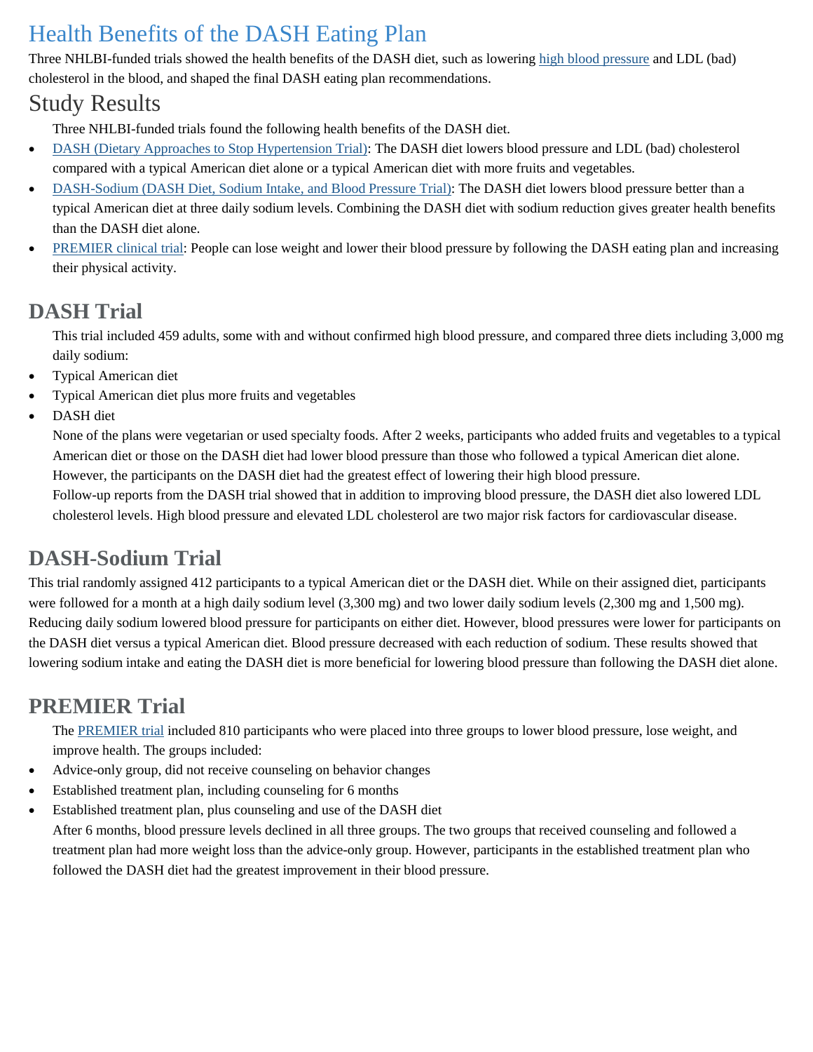# Health Benefits of the DASH Eating Plan

Three NHLBI-funded trials showed the health benefits of the DASH diet, such as lowering high blood pressure and LDL (bad) cholesterol in the blood, and shaped the final DASH eating plan recommendations.

## Study Results

Three NHLBI-funded trials found the following health benefits of the DASH diet.

- DASH (Dietary Approaches to Stop Hypertension Trial): The DASH diet lowers blood pressure and LDL (bad) cholesterol compared with a typical American diet alone or a typical American diet with more fruits and vegetables.
- DASH-Sodium (DASH Diet, Sodium Intake, and Blood Pressure Trial): The DASH diet lowers blood pressure better than a typical American diet at three daily sodium levels. Combining the DASH diet with sodium reduction gives greater health benefits than the DASH diet alone.
- PREMIER clinical trial: People can lose weight and lower their blood pressure by following the DASH eating plan and increasing their physical activity.

### DASH Trial

This trial included 459 adults, some with and without confirmed high blood pressure, and compared three diets including 3,000 mg daily sodium:

- Typical American diet
- Typical American diet plus more fruits and vegetables
- DASH diet

None of the plans were vegetarian or used specialty foods. After 2 weeks, participants who added fruits and vegetables to a typical American diet or those on the DASH diet had lower blood pressure than those who followed a typical American diet alone. However, the participants on the DASH diet had the greatest effect of lowering their high blood pressure.

Follow-up reports from the DASH trial showed that in addition to improving blood pressure, the DASH diet also lowered LDL cholesterol levels. High blood pressure and elevated LDL cholesterol are two major risk factors for cardiovascular disease.

### DASH-Sodium Trial

This trial randomly assigned 412 participants to a typical American diet or the DASH diet. While on their assigned diet, participants were followed for a month at a high daily sodium level (3,300 mg) and two lower daily sodium levels (2,300 mg and 1,500 mg). Reducing daily sodium lowered blood pressure for participants on either diet. However, blood pressures were lower for participants on the DASH diet versus a typical American diet. Blood pressure decreased with each reduction of sodium. These results showed that lowering sodium intake and eating the DASH diet is more beneficial for lowering blood pressure than following the DASH diet alone.

### PREMIER Trial

The PREMIER trial included 810 participants who were placed into three groups to lower blood pressure, lose weight, and improve health. The groups included:

- Advice-only group, did not receive counseling on behavior changes
- Established treatment plan, including counseling for 6 months
- Established treatment plan, plus counseling and use of the DASH diet

After 6 months, blood pressure levels declined in all three groups. The two groups that received counseling and followed a treatment plan had more weight loss than the advice-only group. However, participants in the established treatment plan who followed the DASH diet had the greatest improvement in their blood pressure.